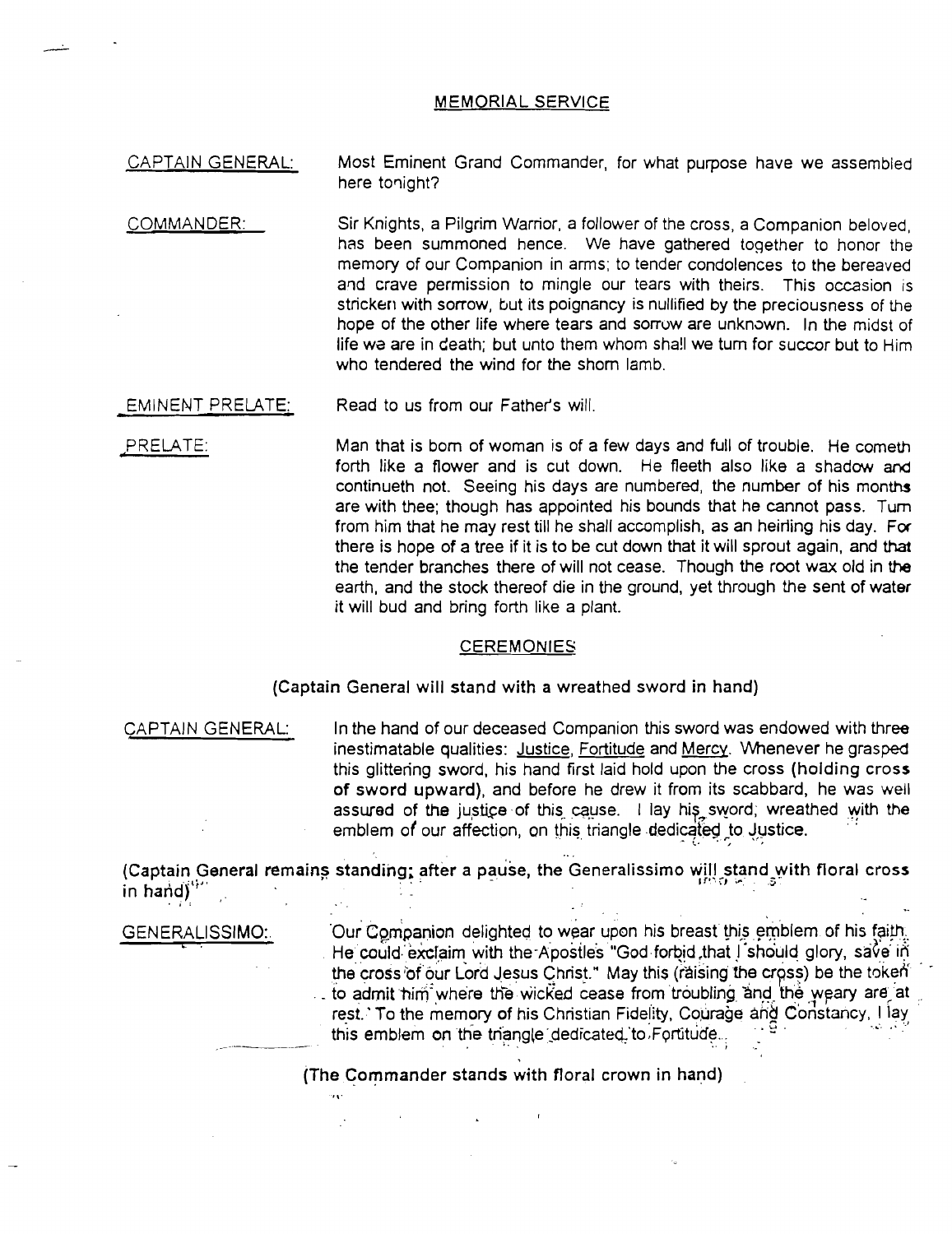## MEMORIAL SERVICE

CAPTAIN GENERAL: Most Eminent Grand Commander, for what purpose have we assembled here tonight?

COMMANDER: Sir Knights, a Pilgrim Warrior, a follower of the cross, a Companion beloved, has been summoned hence. We have gathered together to honor the memory of our Companion in arms; to tender condolences to the bereaved and crave permission to mingle our tears with theirs. This occasion is stricken with sorrow, but its poignancy is nullified by the preciousness of the hope of the other life where tears and sorrow are unknown. In the midst of life we are in death; but unto them whom shall we turn for succor but to Him who tendered the wind for the shorn lamb.

EMINENT PRELATE: Read to us from our Father's will.

PRELATE: Man that is born of woman is of a few days and full of trouble. He cometh forth like a flower and is cut down. He fleeth also like a shadow and continueth not. Seeing his days are numbered, the number of his months are with thee; though has appointed his bounds that he cannot pass. Turn from him that he may rest till he shall accomplish, as an heirling his day. For there is hope of a tree if it is to be cut down that it will sprout again, and that the tender branches there of will not cease. Though the root wax old in the earth, and the stock thereof die in the ground, yet through the sent of water it will bud and bring forth like a plant.

## CEREMONIES

**(Captain General will stand with a wreathed sword in hand)**

CAPTAIN GENERAL: In the hand of our deceased Companion this sword was endowed with three inestimatable qualities: Justice, Fortitude and Mercy. Whenever he grasped this glittering sword, his hand first laid hold upon the cross **(holding cross of sword upward)**, and before he drew it from its scabbard, he was well assured of the justice of this cause. I lay his sword, wreathed with the emblem of our affection, on this triangle dedicated to Justice.

**(Captain General remains standing; after a pause, the Generalissimo will stand with floral cross in hand)**

GENERALISSIMO: Our Companion delighted to wear upon his breast this emblem of his faith. He could exclaim with the Apostles "God forbid that I should glory, save in the cross of our Lord Jesus Christ." May this (raising the cross) be the token to admit him where the wicked cease from troubling and the weary are at rest. To the memory of his Christian Fidelity, Courage and Constancy, I lay this emblem on the triangle dedicated to Fortitude.

**(The Commander stands with floral crown in hand)**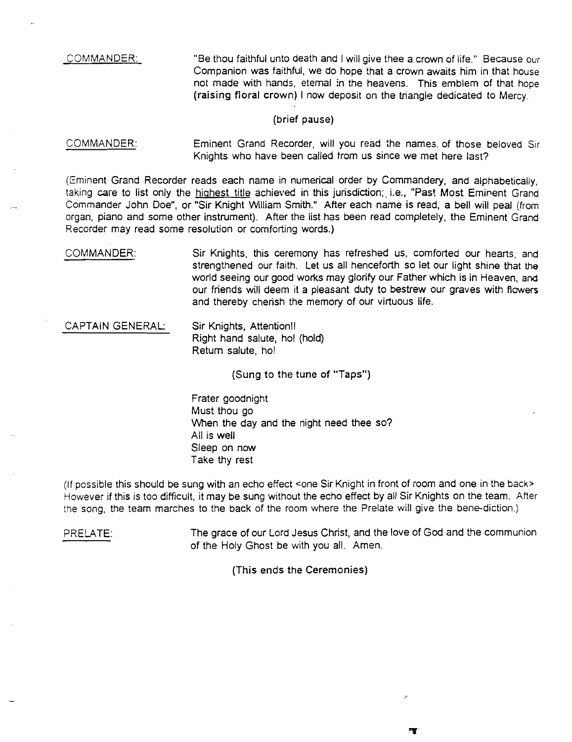COMMANDER: "Be thou faithful unto death and I will give thee a crown of life." Because our Companion was faithful, we do hope that a crown awaits him in that house not made with hands, eternal in the heavens. This emblem of that hope **(raising floral crown)** I now deposit on the triangle dedicated to Mercy.

(brief pause)

COMMANDER: Eminent Grand Recorder, will you read the names. of those beloved Sir Knights who have been called from us since we met here last?

(Eminent Grand Recorder reads each name in numerical order by Commandery, and alphabetically, taking care to list only the highest title achieved in this jurisdiction; i.e., "Past Most Eminent Grand Commander John Doe", or "Sir Knight William Smith." After each name is read, a bell will peal (from organ, piano and some other instrument). After the list has been read completely, the Eminent Grand Recorder may read some resolution or comforting words.)

COMMANDER: Sir Knights, this ceremony has refreshed us, comforted our hearts, and strengthened our faith. Let us all henceforth so let our light shine that the world seeing our good works may glorify our Father which is in Heaven, and our friends will deem it a pleasant duty to bestrew our graves with flowers and thereby cherish the memory of our virtuous life.

CAPTAIN GENERAL: Sir Knights, Attention!!
Right hand salute, ho! (hold)
Return salute, ho!

(Sung to the tune of "Taps")

Frater goodnight
Must thou go
When the day and the night need thee so?
All is well
Sleep on now
Take thy rest

(If possible this should be sung with an echo effect <one Sir Knight in front of room and one in the back> However if this is too difficult, it may be sung without the echo effect by all Sir Knights on the team. After the song, the team marches to the back of the room where the Prelate will give the bene-diction.)

PRELATE: The grace of our Lord Jesus Christ, and the love of God and the communion of the Holy Ghost be with you all. Amen.

(This ends the Ceremonies)